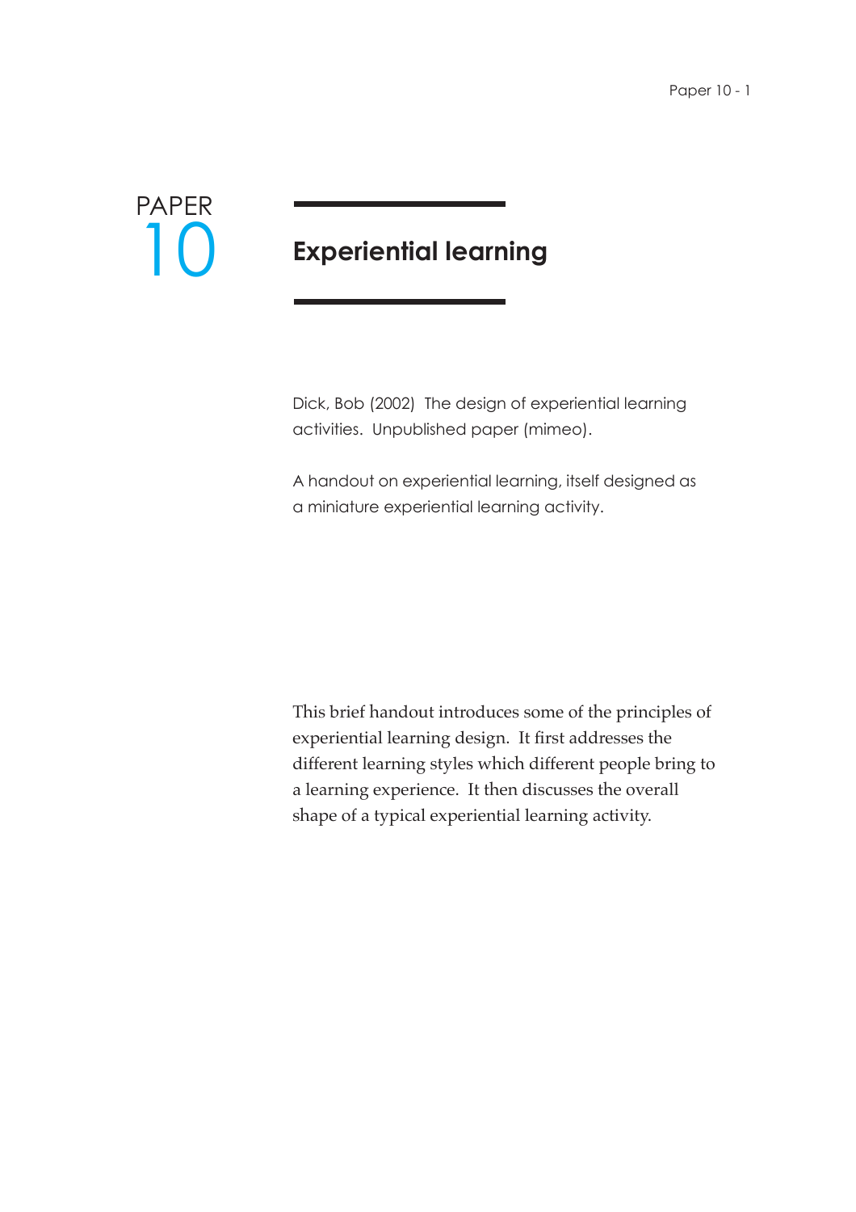PAPER 10

# Experiential learning

Dick, Bob (2002) The design of experiential learning activities. Unpublished paper (mimeo).

A handout on experiential learning, itself designed as a miniature experiential learning activity.

This brief handout introduces some of the principles of experiential learning design. It first addresses the different learning styles which different people bring to a learning experience. It then discusses the overall shape of a typical experiential learning activity.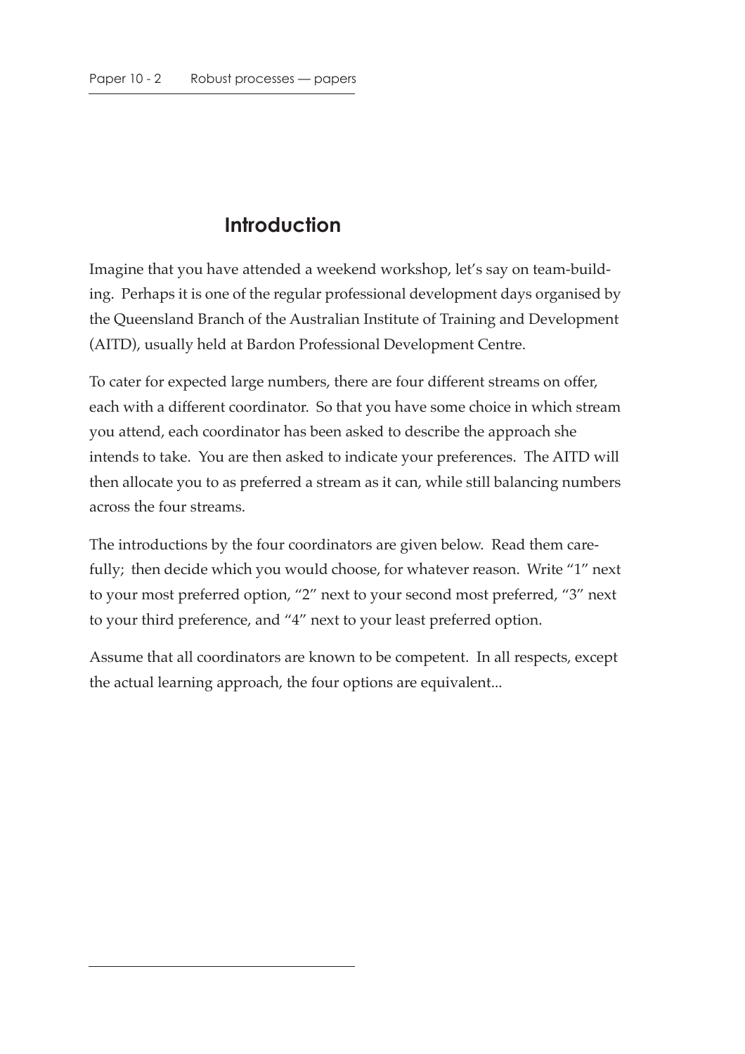## Introduction

Imagine that you have attended a weekend workshop, let's say on team-building. Perhaps it is one of the regular professional development days organised by the Queensland Branch of the Australian Institute of Training and Development (AITD), usually held at Bardon Professional Development Centre.

To cater for expected large numbers, there are four different streams on offer, each with a different coordinator. So that you have some choice in which stream you attend, each coordinator has been asked to describe the approach she intends to take. You are then asked to indicate your preferences. The AITD will then allocate you to as preferred a stream as it can, while still balancing numbers across the four streams.

The introductions by the four coordinators are given below. Read them carefully; then decide which you would choose, for whatever reason. Write "1" next to your most preferred option, "2" next to your second most preferred, "3" next to your third preference, and "4" next to your least preferred option.

Assume that all coordinators are known to be competent. In all respects, except the actual learning approach, the four options are equivalent...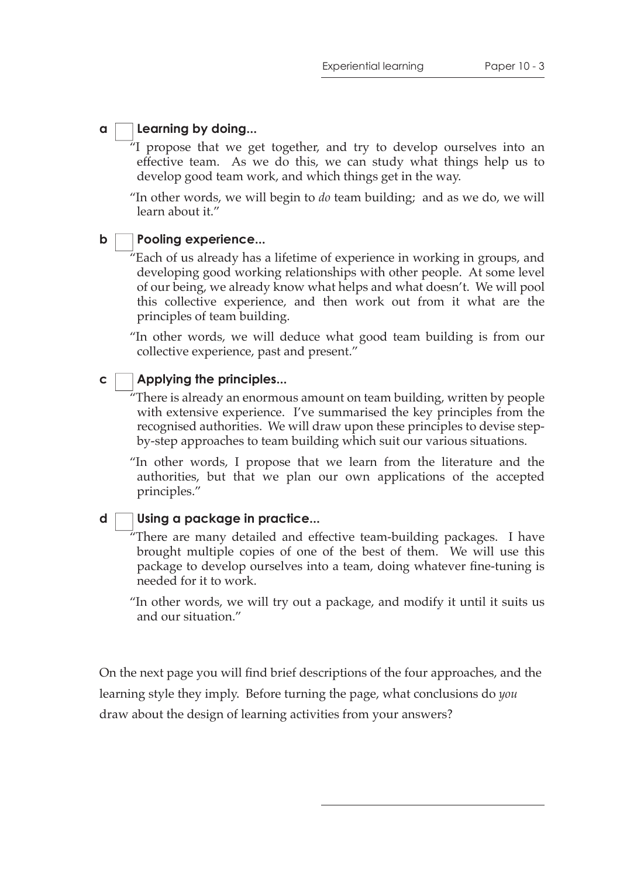**a** ☐ **Learning by doing...**

"I propose that we get together, and try to develop ourselves into an effective team. As we do this, we can study what things help us to develop good team work, and which things get in the way.

"In other words, we will begin to *do* team building; and as we do, we will learn about it."

**b** ☐ **Pooling experience...**

"Each of us already has a lifetime of experience in working in groups, and developing good working relationships with other people. At some level of our being, we already know what helps and what doesn't. We will pool this collective experience, and then work out from it what are the principles of team building.

"In other words, we will deduce what good team building is from our collective experience, past and present."

**c** ☐ **Applying the principles...**

"There is already an enormous amount on team building, written by people with extensive experience. I've summarised the key principles from the recognised authorities. We will draw upon these principles to devise step-by-step approaches to team building which suit our various situations.

"In other words, I propose that we learn from the literature and the authorities, but that we plan our own applications of the accepted principles."

**d** ☐ **Using a package in practice...**

"There are many detailed and effective team-building packages. I have brought multiple copies of one of the best of them. We will use this package to develop ourselves into a team, doing whatever fine-tuning is needed for it to work.

"In other words, we will try out a package, and modify it until it suits us and our situation."

On the next page you will find brief descriptions of the four approaches, and the learning style they imply. Before turning the page, what conclusions do *you* draw about the design of learning activities from your answers?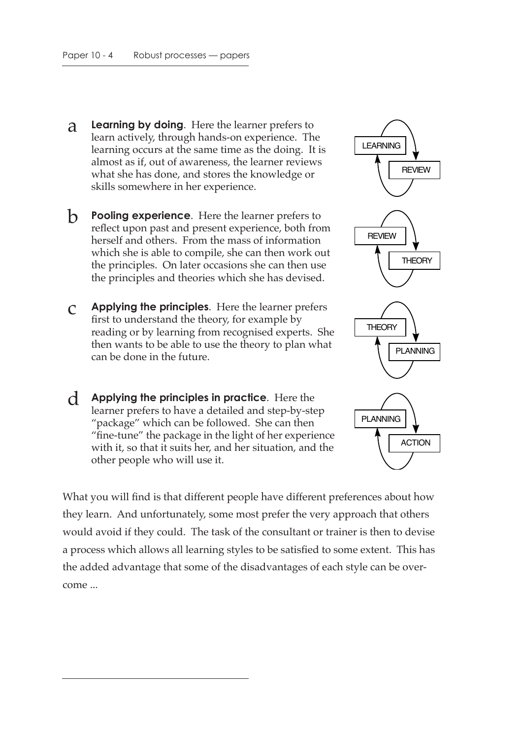a **Learning by doing**. Here the learner prefers to learn actively, through hands-on experience. The learning occurs at the same time as the doing. It is almost as if, out of awareness, the learner reviews what she has done, and stores the knowledge or skills somewhere in her experience.

LEARNING → REVIEW

b **Pooling experience**. Here the learner prefers to reflect upon past and present experience, both from herself and others. From the mass of information which she is able to compile, she can then work out the principles. On later occasions she can then use the principles and theories which she has devised.

REVIEW → THEORY

c **Applying the principles**. Here the learner prefers first to understand the theory, for example by reading or by learning from recognised experts. She then wants to be able to use the theory to plan what can be done in the future.

THEORY → PLANNING

d **Applying the principles in practice**. Here the learner prefers to have a detailed and step-by-step "package" which can be followed. She can then "fine-tune" the package in the light of her experience with it, so that it suits her, and her situation, and the other people who will use it.

PLANNING → ACTION

What you will find is that different people have different preferences about how they learn. And unfortunately, some most prefer the very approach that others would avoid if they could. The task of the consultant or trainer is then to devise a process which allows all learning styles to be satisfied to some extent. This has the added advantage that some of the disadvantages of each style can be overcome ...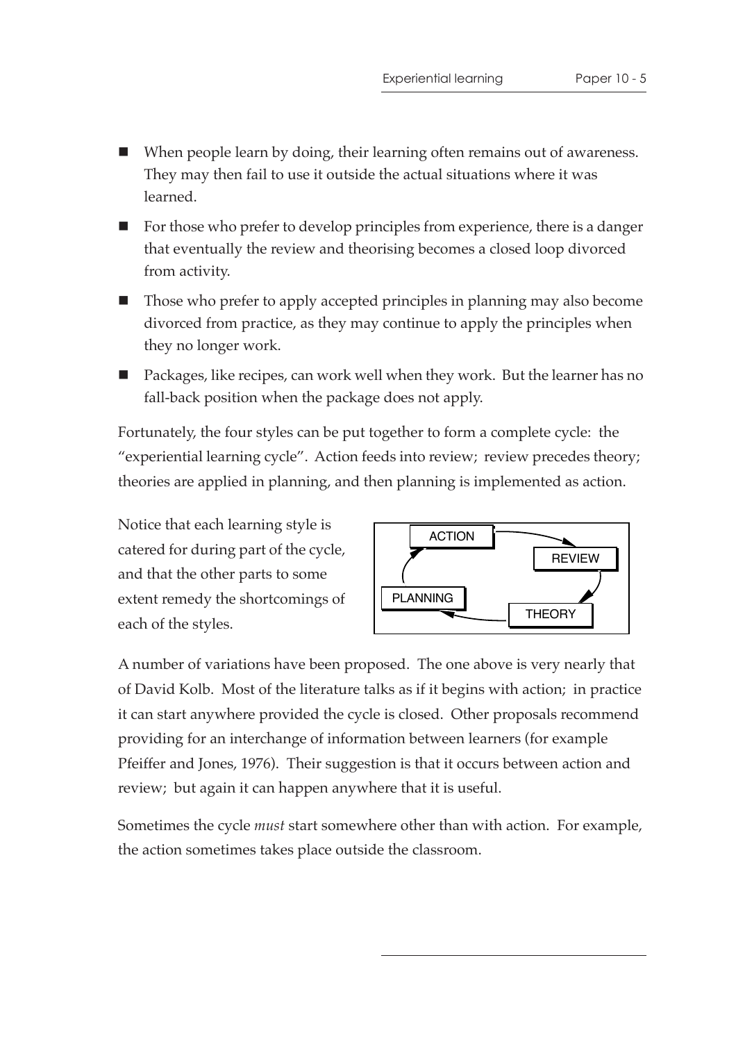- When people learn by doing, their learning often remains out of awareness. They may then fail to use it outside the actual situations where it was learned.
- For those who prefer to develop principles from experience, there is a danger that eventually the review and theorising becomes a closed loop divorced from activity.
- Those who prefer to apply accepted principles in planning may also become divorced from practice, as they may continue to apply the principles when they no longer work.
- Packages, like recipes, can work well when they work. But the learner has no fall-back position when the package does not apply.

Fortunately, the four styles can be put together to form a complete cycle: the "experiential learning cycle". Action feeds into review; review precedes theory; theories are applied in planning, and then planning is implemented as action.

Notice that each learning style is catered for during part of the cycle, and that the other parts to some extent remedy the shortcomings of each of the styles.

ACTION → REVIEW → THEORY → PLANNING → ACTION

A number of variations have been proposed. The one above is very nearly that of David Kolb. Most of the literature talks as if it begins with action; in practice it can start anywhere provided the cycle is closed. Other proposals recommend providing for an interchange of information between learners (for example Pfeiffer and Jones, 1976). Their suggestion is that it occurs between action and review; but again it can happen anywhere that it is useful.

Sometimes the cycle *must* start somewhere other than with action. For example, the action sometimes takes place outside the classroom.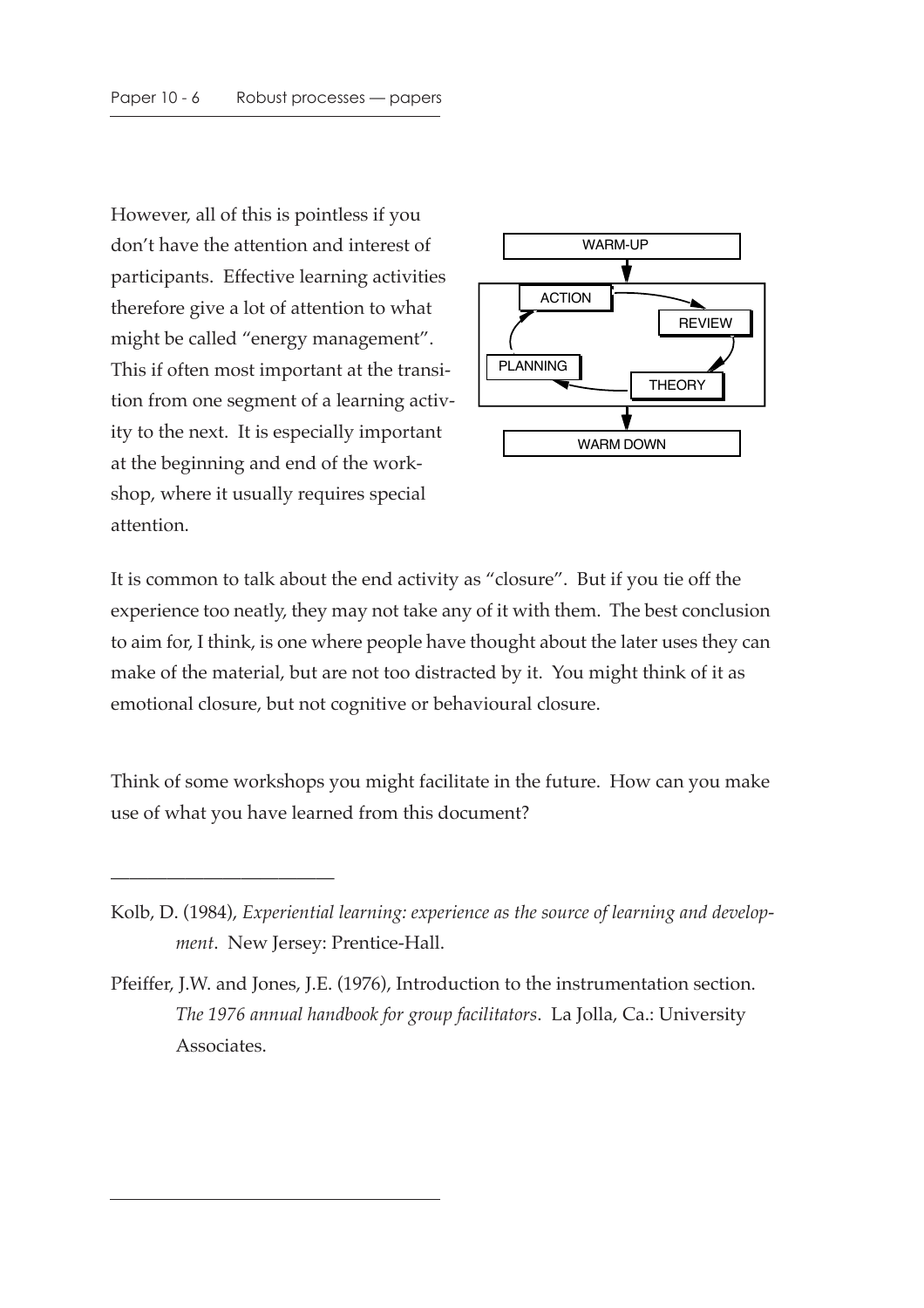However, all of this is pointless if you don't have the attention and interest of participants. Effective learning activities therefore give a lot of attention to what might be called "energy management". This if often most important at the transition from one segment of a learning activity to the next. It is especially important at the beginning and end of the workshop, where it usually requires special attention.

WARM-UP

ACTION

REVIEW

PLANNING

THEORY

WARM DOWN

It is common to talk about the end activity as "closure". But if you tie off the experience too neatly, they may not take any of it with them. The best conclusion to aim for, I think, is one where people have thought about the later uses they can make of the material, but are not too distracted by it. You might think of it as emotional closure, but not cognitive or behavioural closure.

Think of some workshops you might facilitate in the future. How can you make use of what you have learned from this document?

---

Kolb, D. (1984), *Experiential learning: experience as the source of learning and development*. New Jersey: Prentice-Hall.

Pfeiffer, J.W. and Jones, J.E. (1976), Introduction to the instrumentation section. *The 1976 annual handbook for group facilitators*. La Jolla, Ca.: University Associates.